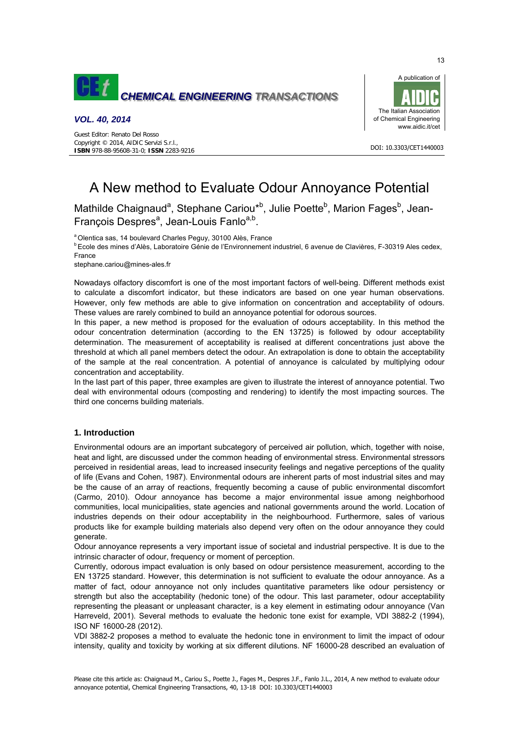# A New method to Evaluate Odour Annoyance Potential

Mathilde Chaignaud[a], Stephane Cariou*[b], Julie Poette[b], Marion Fages[b], Jean-François Despres[a], Jean-Louis Fanlo[a,b].

[a] Olentica sas, 14 boulevard Charles Peguy, 30100 Alès, France

[b] Ecole des mines d'Alès, Laboratoire Génie de l'Environnement industriel, 6 avenue de Clavières, F-30319 Ales cedex, France

stephane.cariou@mines-ales.fr

Nowadays olfactory discomfort is one of the most important factors of well-being. Different methods exist to calculate a discomfort indicator, but these indicators are based on one year human observations. However, only few methods are able to give information on concentration and acceptability of odours. These values are rarely combined to build an annoyance potential for odorous sources.

In this paper, a new method is proposed for the evaluation of odours acceptability. In this method the odour concentration determination (according to the EN 13725) is followed by odour acceptability determination. The measurement of acceptability is realised at different concentrations just above the threshold at which all panel members detect the odour. An extrapolation is done to obtain the acceptability of the sample at the real concentration. A potential of annoyance is calculated by multiplying odour concentration and acceptability.

In the last part of this paper, three examples are given to illustrate the interest of annoyance potential. Two deal with environmental odours (composting and rendering) to identify the most impacting sources. The third one concerns building materials.

## 1. Introduction

Environmental odours are an important subcategory of perceived air pollution, which, together with noise, heat and light, are discussed under the common heading of environmental stress. Environmental stressors perceived in residential areas, lead to increased insecurity feelings and negative perceptions of the quality of life (Evans and Cohen, 1987). Environmental odours are inherent parts of most industrial sites and may be the cause of an array of reactions, frequently becoming a cause of public environmental discomfort (Carmo, 2010). Odour annoyance has become a major environmental issue among neighborhood communities, local municipalities, state agencies and national governments around the world. Location of industries depends on their odour acceptability in the neighbourhood. Furthermore, sales of various products like for example building materials also depend very often on the odour annoyance they could generate.

Odour annoyance represents a very important issue of societal and industrial perspective. It is due to the intrinsic character of odour, frequency or moment of perception.

Currently, odorous impact evaluation is only based on odour persistence measurement, according to the EN 13725 standard. However, this determination is not sufficient to evaluate the odour annoyance. As a matter of fact, odour annoyance not only includes quantitative parameters like odour persistency or strength but also the acceptability (hedonic tone) of the odour. This last parameter, odour acceptability representing the pleasant or unpleasant character, is a key element in estimating odour annoyance (Van Harreveld, 2001). Several methods to evaluate the hedonic tone exist for example, VDI 3882-2 (1994), ISO NF 16000-28 (2012).

VDI 3882-2 proposes a method to evaluate the hedonic tone in environment to limit the impact of odour intensity, quality and toxicity by working at six different dilutions. NF 16000-28 described an evaluation of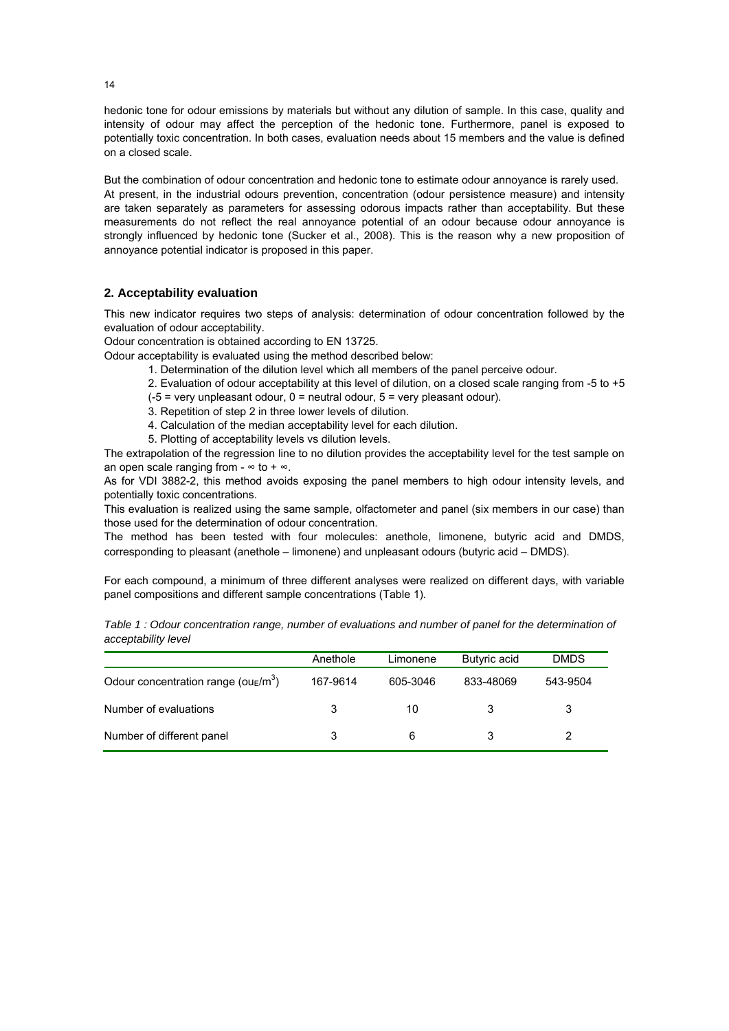hedonic tone for odour emissions by materials but without any dilution of sample. In this case, quality and intensity of odour may affect the perception of the hedonic tone. Furthermore, panel is exposed to potentially toxic concentration. In both cases, evaluation needs about 15 members and the value is defined on a closed scale.

But the combination of odour concentration and hedonic tone to estimate odour annoyance is rarely used. At present, in the industrial odours prevention, concentration (odour persistence measure) and intensity are taken separately as parameters for assessing odorous impacts rather than acceptability. But these measurements do not reflect the real annoyance potential of an odour because odour annoyance is strongly influenced by hedonic tone (Sucker et al., 2008). This is the reason why a new proposition of annoyance potential indicator is proposed in this paper.

## 2. Acceptability evaluation

This new indicator requires two steps of analysis: determination of odour concentration followed by the evaluation of odour acceptability.

Odour concentration is obtained according to EN 13725.

Odour acceptability is evaluated using the method described below:

1. Determination of the dilution level which all members of the panel perceive odour.
2. Evaluation of odour acceptability at this level of dilution, on a closed scale ranging from -5 to +5 (-5 = very unpleasant odour, 0 = neutral odour, 5 = very pleasant odour).
3. Repetition of step 2 in three lower levels of dilution.
4. Calculation of the median acceptability level for each dilution.
5. Plotting of acceptability levels vs dilution levels.

The extrapolation of the regression line to no dilution provides the acceptability level for the test sample on an open scale ranging from $-\infty$ to $+\infty$.

As for VDI 3882-2, this method avoids exposing the panel members to high odour intensity levels, and potentially toxic concentrations.

This evaluation is realized using the same sample, olfactometer and panel (six members in our case) than those used for the determination of odour concentration.

The method has been tested with four molecules: anethole, limonene, butyric acid and DMDS, corresponding to pleasant (anethole – limonene) and unpleasant odours (butyric acid – DMDS).

For each compound, a minimum of three different analyses were realized on different days, with variable panel compositions and different sample concentrations (Table 1).

*Table 1 : Odour concentration range, number of evaluations and number of panel for the determination of acceptability level*

| | Anethole | Limonene | Butyric acid | DMDS |
|---|---|---|---|---|
| Odour concentration range ($ou_E/m^3$) | 167-9614 | 605-3046 | 833-48069 | 543-9504 |
| Number of evaluations | 3 | 10 | 3 | 3 |
| Number of different panel | 3 | 6 | 3 | 2 |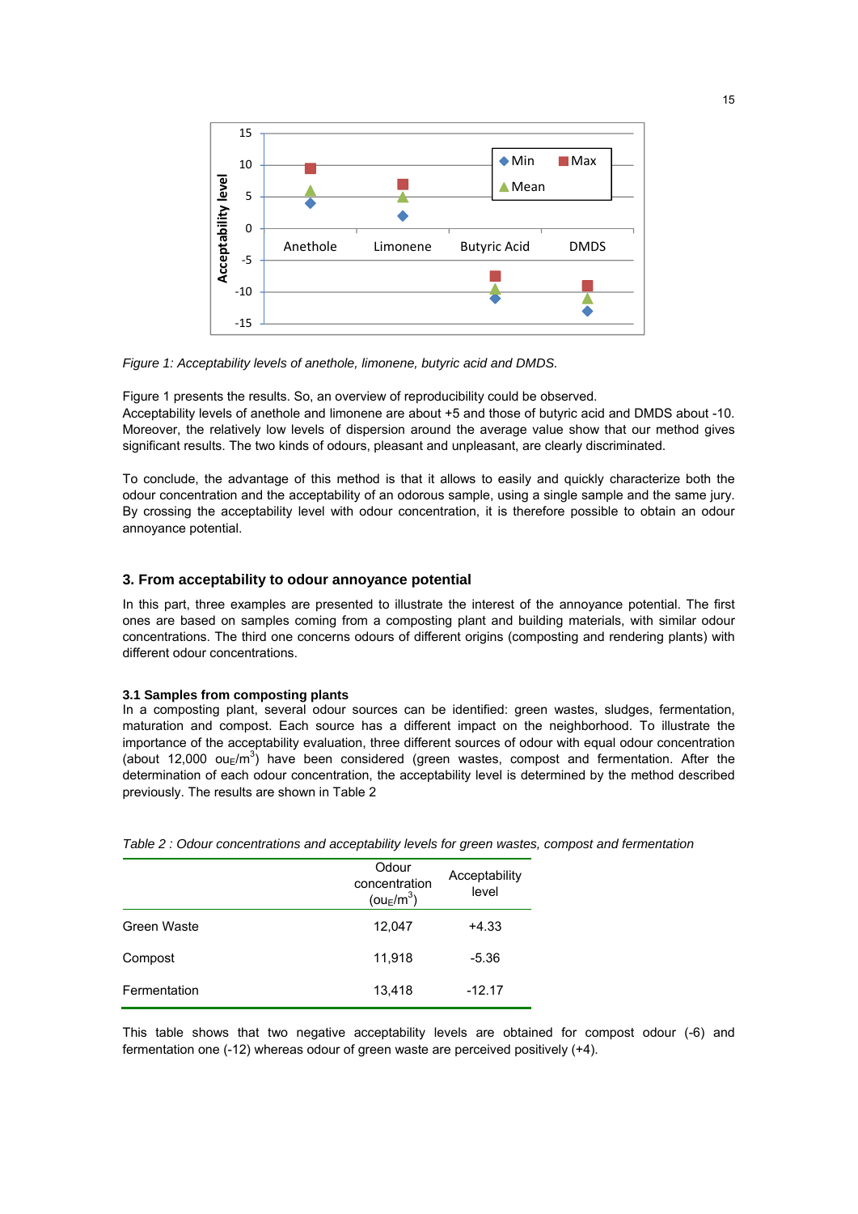*Figure 1: Acceptability levels of anethole, limonene, butyric acid and DMDS.*

Figure 1 presents the results. So, an overview of reproducibility could be observed.
Acceptability levels of anethole and limonene are about +5 and those of butyric acid and DMDS about -10. Moreover, the relatively low levels of dispersion around the average value show that our method gives significant results. The two kinds of odours, pleasant and unpleasant, are clearly discriminated.

To conclude, the advantage of this method is that it allows to easily and quickly characterize both the odour concentration and the acceptability of an odorous sample, using a single sample and the same jury. By crossing the acceptability level with odour concentration, it is therefore possible to obtain an odour annoyance potential.

## 3. From acceptability to odour annoyance potential

In this part, three examples are presented to illustrate the interest of the annoyance potential. The first ones are based on samples coming from a composting plant and building materials, with similar odour concentrations. The third one concerns odours of different origins (composting and rendering plants) with different odour concentrations.

### 3.1 Samples from composting plants

In a composting plant, several odour sources can be identified: green wastes, sludges, fermentation, maturation and compost. Each source has a different impact on the neighborhood. To illustrate the importance of the acceptability evaluation, three different sources of odour with equal odour concentration (about 12,000 $ou_E/m^3$) have been considered (green wastes, compost and fermentation. After the determination of each odour concentration, the acceptability level is determined by the method described previously. The results are shown in Table 2

*Table 2 : Odour concentrations and acceptability levels for green wastes, compost and fermentation*

| | Odour concentration ($ou_E/m^3$) | Acceptability level |
|---|---|---|
| Green Waste | 12,047 | +4.33 |
| Compost | 11,918 | -5.36 |
| Fermentation | 13,418 | -12.17 |

This table shows that two negative acceptability levels are obtained for compost odour (-6) and fermentation one (-12) whereas odour of green waste are perceived positively (+4).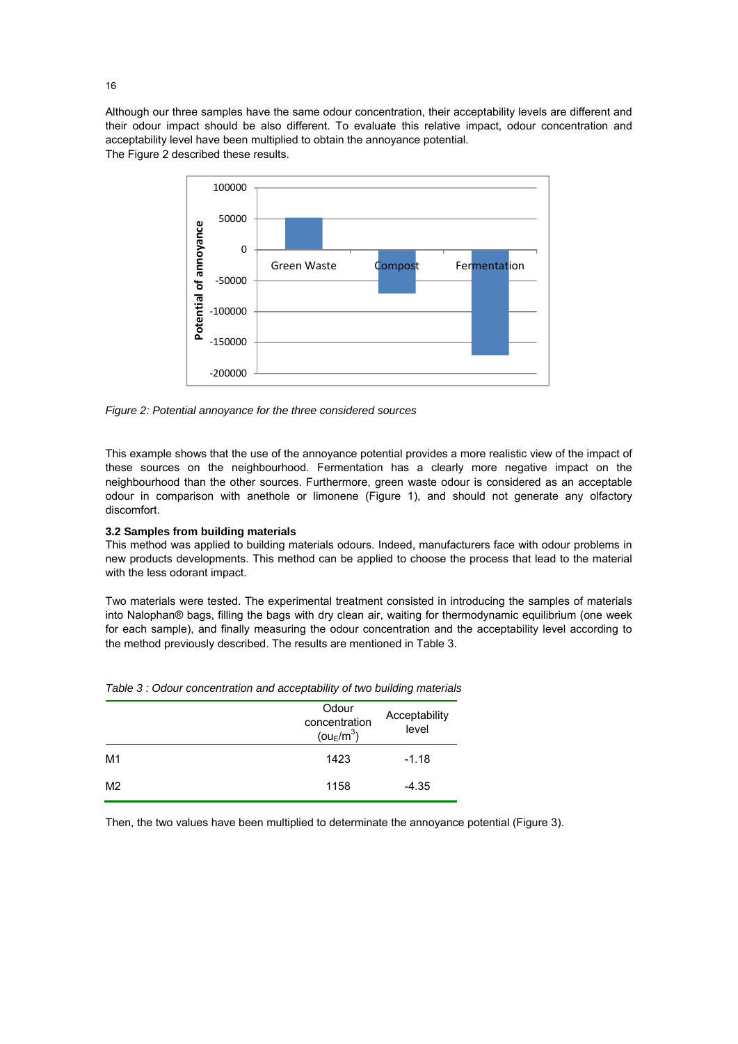Although our three samples have the same odour concentration, their acceptability levels are different and their odour impact should be also different. To evaluate this relative impact, odour concentration and acceptability level have been multiplied to obtain the annoyance potential.
The Figure 2 described these results.

*Figure 2: Potential annoyance for the three considered sources*

This example shows that the use of the annoyance potential provides a more realistic view of the impact of these sources on the neighbourhood. Fermentation has a clearly more negative impact on the neighbourhood than the other sources. Furthermore, green waste odour is considered as an acceptable odour in comparison with anethole or limonene (Figure 1), and should not generate any olfactory discomfort.

### 3.2 Samples from building materials

This method was applied to building materials odours. Indeed, manufacturers face with odour problems in new products developments. This method can be applied to choose the process that lead to the material with the less odorant impact.

Two materials were tested. The experimental treatment consisted in introducing the samples of materials into Nalophan® bags, filling the bags with dry clean air, waiting for thermodynamic equilibrium (one week for each sample), and finally measuring the odour concentration and the acceptability level according to the method previously described. The results are mentioned in Table 3.

*Table 3 : Odour concentration and acceptability of two building materials*

| | Odour concentration ($ou_E/m^3$) | Acceptability level |
|---|---|---|
| M1 | 1423 | -1.18 |
| M2 | 1158 | -4.35 |

Then, the two values have been multiplied to determinate the annoyance potential (Figure 3).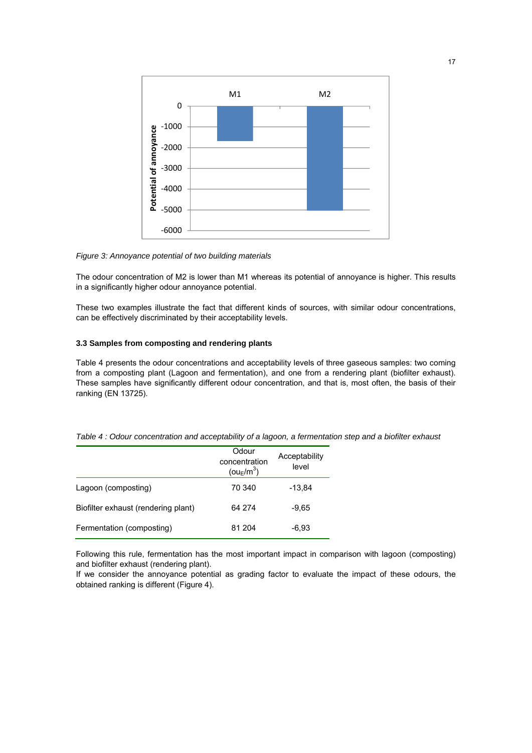*Figure 3: Annoyance potential of two building materials*

The odour concentration of M2 is lower than M1 whereas its potential of annoyance is higher. This results in a significantly higher odour annoyance potential.

These two examples illustrate the fact that different kinds of sources, with similar odour concentrations, can be effectively discriminated by their acceptability levels.

### 3.3 Samples from composting and rendering plants

Table 4 presents the odour concentrations and acceptability levels of three gaseous samples: two coming from a composting plant (Lagoon and fermentation), and one from a rendering plant (biofilter exhaust). These samples have significantly different odour concentration, and that is, most often, the basis of their ranking (EN 13725).

*Table 4 : Odour concentration and acceptability of a lagoon, a fermentation step and a biofilter exhaust*

| | Odour concentration ($ou_E/m^3$) | Acceptability level |
|---|---|---|
| Lagoon (composting) | 70 340 | -13,84 |
| Biofilter exhaust (rendering plant) | 64 274 | -9,65 |
| Fermentation (composting) | 81 204 | -6,93 |

Following this rule, fermentation has the most important impact in comparison with lagoon (composting) and biofilter exhaust (rendering plant).
If we consider the annoyance potential as grading factor to evaluate the impact of these odours, the obtained ranking is different (Figure 4).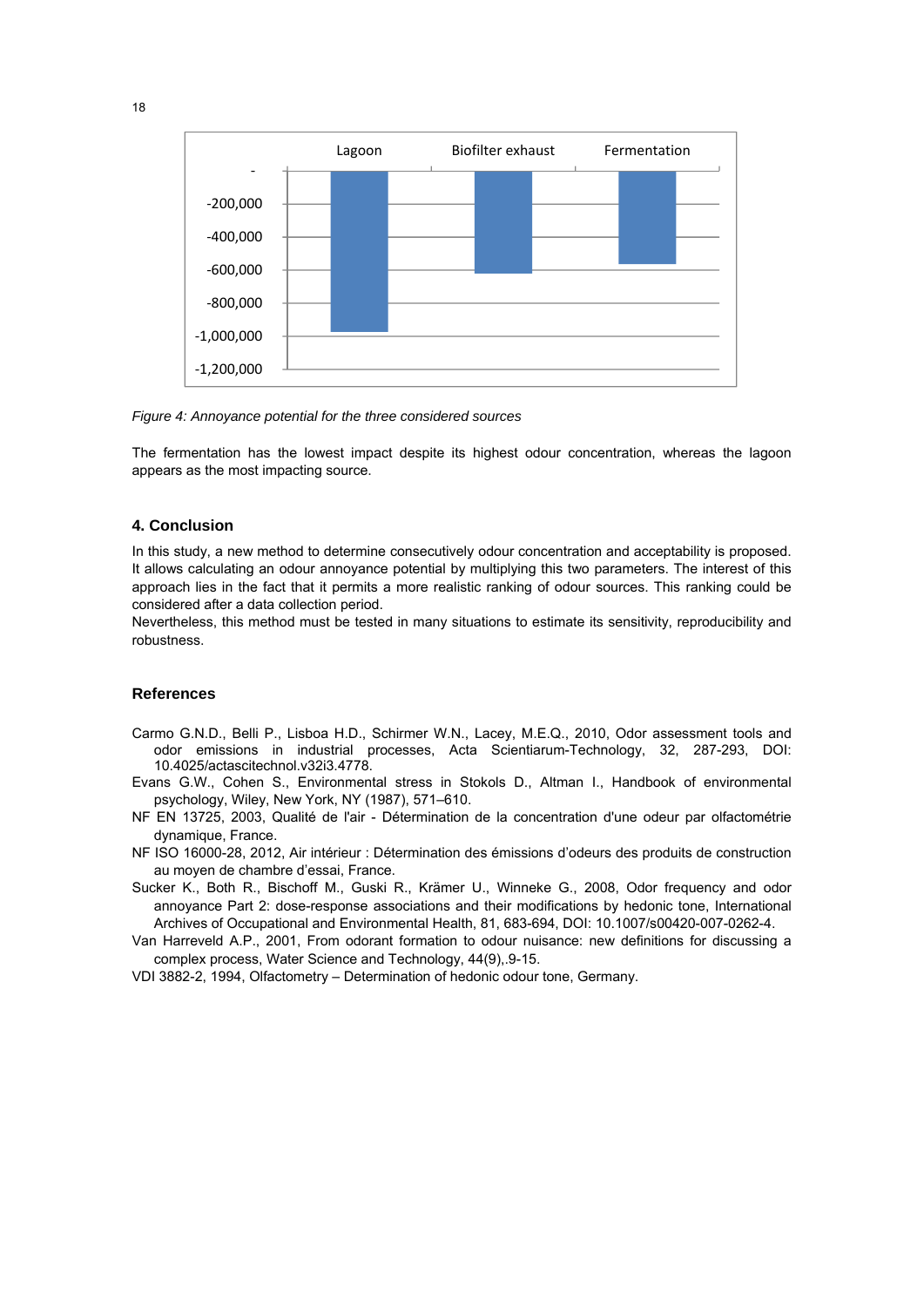Lagoon

Biofilter exhaust

Fermentation

-

-200,000

-400,000

-600,000

-800,000

-1,000,000

-1,200,000

*Figure 4: Annoyance potential for the three considered sources*

The fermentation has the lowest impact despite its highest odour concentration, whereas the lagoon appears as the most impacting source.

## 4. Conclusion

In this study, a new method to determine consecutively odour concentration and acceptability is proposed. It allows calculating an odour annoyance potential by multiplying this two parameters. The interest of this approach lies in the fact that it permits a more realistic ranking of odour sources. This ranking could be considered after a data collection period.

Nevertheless, this method must be tested in many situations to estimate its sensitivity, reproducibility and robustness.

## References

Carmo G.N.D., Belli P., Lisboa H.D., Schirmer W.N., Lacey, M.E.Q., 2010, Odor assessment tools and odor emissions in industrial processes, Acta Scientiarum-Technology, 32, 287-293, DOI: 10.4025/actascitechnol.v32i3.4778.

Evans G.W., Cohen S., Environmental stress in Stokols D., Altman I., Handbook of environmental psychology, Wiley, New York, NY (1987), 571–610.

NF EN 13725, 2003, Qualité de l'air - Détermination de la concentration d'une odeur par olfactométrie dynamique, France.

NF ISO 16000-28, 2012, Air intérieur : Détermination des émissions d'odeurs des produits de construction au moyen de chambre d'essai, France.

Sucker K., Both R., Bischoff M., Guski R., Krämer U., Winneke G., 2008, Odor frequency and odor annoyance Part 2: dose-response associations and their modifications by hedonic tone, International Archives of Occupational and Environmental Health, 81, 683-694, DOI: 10.1007/s00420-007-0262-4.

Van Harreveld A.P., 2001, From odorant formation to odour nuisance: new definitions for discussing a complex process, Water Science and Technology, 44(9),.9-15.

VDI 3882-2, 1994, Olfactometry – Determination of hedonic odour tone, Germany.